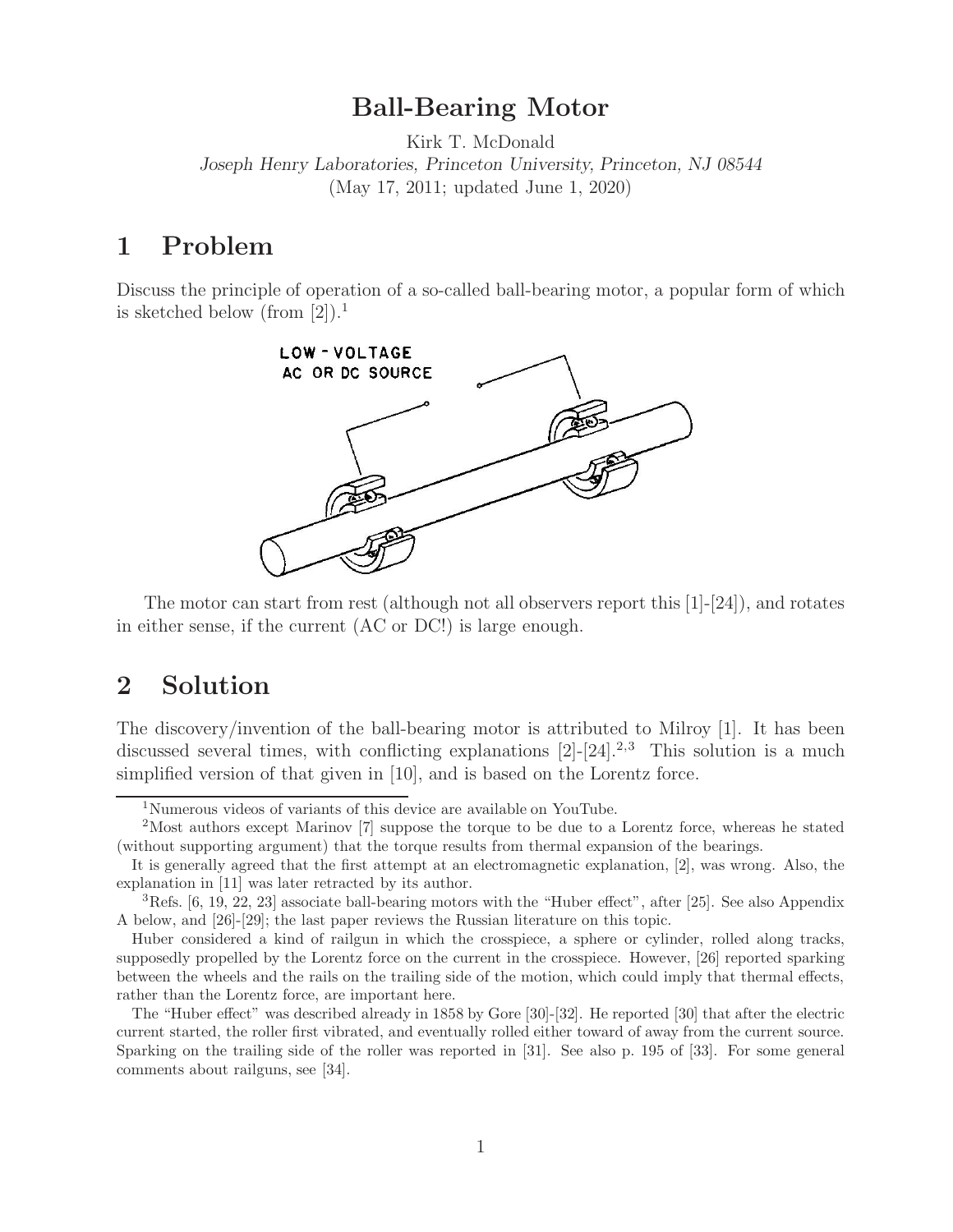# Ball-Bearing Motor

Kirk T. McDonald

*Joseph Henry Laboratories, Princeton University, Princeton, NJ 08544*

(May 17, 2011; updated June 1, 2020)

## 1 Problem

Discuss the principle of operation of a so-called ball-bearing motor, a popular form of which is sketched below (from [2]).[1]

The motor can start from rest (although not all observers report this [1]-[24]), and rotates in either sense, if the current (AC or DC!) is large enough.

## 2 Solution

The discovery/invention of the ball-bearing motor is attributed to Milroy [1]. It has been discussed several times, with conflicting explanations [2]-[24].[2,3] This solution is a much simplified version of that given in [10], and is based on the Lorentz force.

---

[1] Numerous videos of variants of this device are available on YouTube.

[2] Most authors except Marinov [7] suppose the torque to be due to a Lorentz force, whereas he stated (without supporting argument) that the torque results from thermal expansion of the bearings.

It is generally agreed that the first attempt at an electromagnetic explanation, [2], was wrong. Also, the explanation in [11] was later retracted by its author.

[3] Refs. [6, 19, 22, 23] associate ball-bearing motors with the "Huber effect", after [25]. See also Appendix A below, and [26]-[29]; the last paper reviews the Russian literature on this topic.

Huber considered a kind of railgun in which the crosspiece, a sphere or cylinder, rolled along tracks, supposedly propelled by the Lorentz force on the current in the crosspiece. However, [26] reported sparking between the wheels and the rails on the trailing side of the motion, which could imply that thermal effects, rather than the Lorentz force, are important here.

The "Huber effect" was described already in 1858 by Gore [30]-[32]. He reported [30] that after the electric current started, the roller first vibrated, and eventually rolled either toward of away from the current source. Sparking on the trailing side of the roller was reported in [31]. See also p. 195 of [33]. For some general comments about railguns, see [34].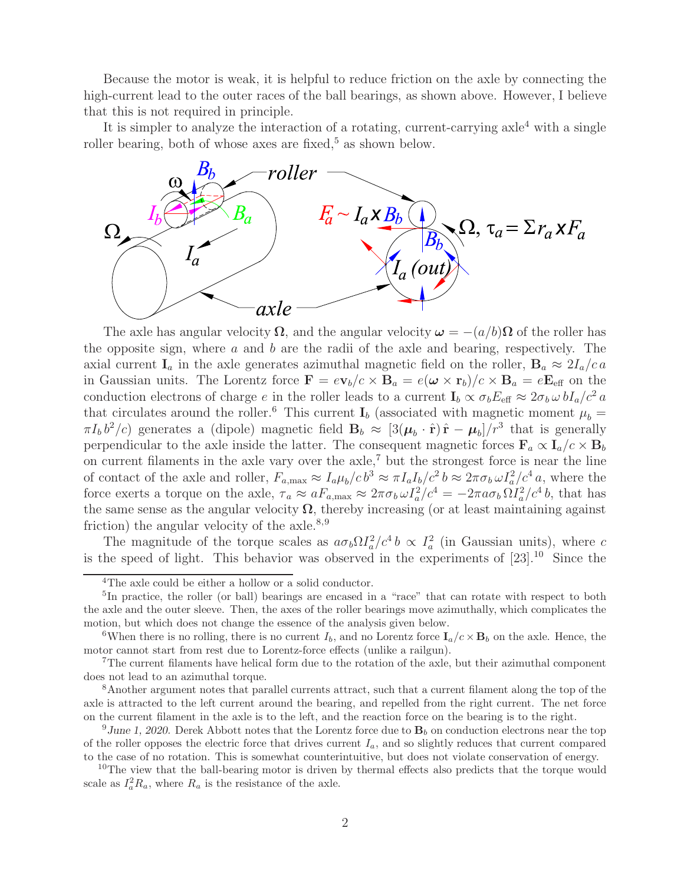Because the motor is weak, it is helpful to reduce friction on the axle by connecting the high-current lead to the outer races of the ball bearings, as shown above. However, I believe that this is not required in principle.

It is simpler to analyze the interaction of a rotating, current-carrying axle[4] with a single roller bearing, both of whose axes are fixed,[5] as shown below.

The axle has angular velocity $\mathbf{\Omega}$, and the angular velocity $\boldsymbol{\omega} = -(a/b)\mathbf{\Omega}$ of the roller has the opposite sign, where $a$ and $b$ are the radii of the axle and bearing, respectively. The axial current $\mathbf{I}_a$ in the axle generates azimuthal magnetic field on the roller, $\mathbf{B}_a \approx 2I_a/c\,a$ in Gaussian units. The Lorentz force $\mathbf{F} = e\mathbf{v}_b/c \times \mathbf{B}_a = e(\boldsymbol{\omega} \times \mathbf{r}_b)/c \times \mathbf{B}_a = e\mathbf{E}_{\rm eff}$ on the conduction electrons of charge $e$ in the roller leads to a current $\mathbf{I}_b \propto \sigma_b E_{\rm eff} \approx 2\sigma_b\,\omega\,bI_a/c^2\,a$ that circulates around the roller.[6] This current $\mathbf{I}_b$ (associated with magnetic moment $\mu_b = \pi I_b\,b^2/c$) generates a (dipole) magnetic field $\mathbf{B}_b \approx [3(\boldsymbol{\mu}_b \cdot \hat{\mathbf{r}})\,\hat{\mathbf{r}} - \boldsymbol{\mu}_b]/r^3$ that is generally perpendicular to the axle inside the latter. The consequent magnetic forces $\mathbf{F}_a \propto \mathbf{I}_a/c \times \mathbf{B}_b$ on current filaments in the axle vary over the axle,[7] but the strongest force is near the line of contact of the axle and roller, $F_{a,\rm max} \approx I_a\mu_b/c\,b^3 \approx \pi I_a I_b/c^2\,b \approx 2\pi\sigma_b\,\omega I_a^2/c^4\,a$, where the force exerts a torque on the axle, $\tau_a \approx aF_{a,\rm max} \approx 2\pi\sigma_b\,\omega I_a^2/c^4 = -2\pi a\sigma_b\,\Omega I_a^2/c^4\,b$, that has the same sense as the angular velocity $\mathbf{\Omega}$, thereby increasing (or at least maintaining against friction) the angular velocity of the axle.[8,9]

The magnitude of the torque scales as $a\sigma_b\Omega I_a^2/c^4\,b \propto I_a^2$ (in Gaussian units), where $c$ is the speed of light. This behavior was observed in the experiments of [23].[10] Since the

[4] The axle could be either a hollow or a solid conductor.

[5] In practice, the roller (or ball) bearings are encased in a "race" that can rotate with respect to both the axle and the outer sleeve. Then, the axes of the roller bearings move azimuthally, which complicates the motion, but which does not change the essence of the analysis given below.

[6] When there is no rolling, there is no current $I_b$, and no Lorentz force $\mathbf{I}_a/c \times \mathbf{B}_b$ on the axle. Hence, the motor cannot start from rest due to Lorentz-force effects (unlike a railgun).

[7] The current filaments have helical form due to the rotation of the axle, but their azimuthal component does not lead to an azimuthal torque.

[8] Another argument notes that parallel currents attract, such that a current filament along the top of the axle is attracted to the left current around the bearing, and repelled from the right current. The net force on the current filament in the axle is to the left, and the reaction force on the bearing is to the right.

[9] *June 1, 2020.* Derek Abbott notes that the Lorentz force due to $\mathbf{B}_b$ on conduction electrons near the top of the roller opposes the electric force that drives current $I_a$, and so slightly reduces that current compared to the case of no rotation. This is somewhat counterintuitive, but does not violate conservation of energy.

[10] The view that the ball-bearing motor is driven by thermal effects also predicts that the torque would scale as $I_a^2 R_a$, where $R_a$ is the resistance of the axle.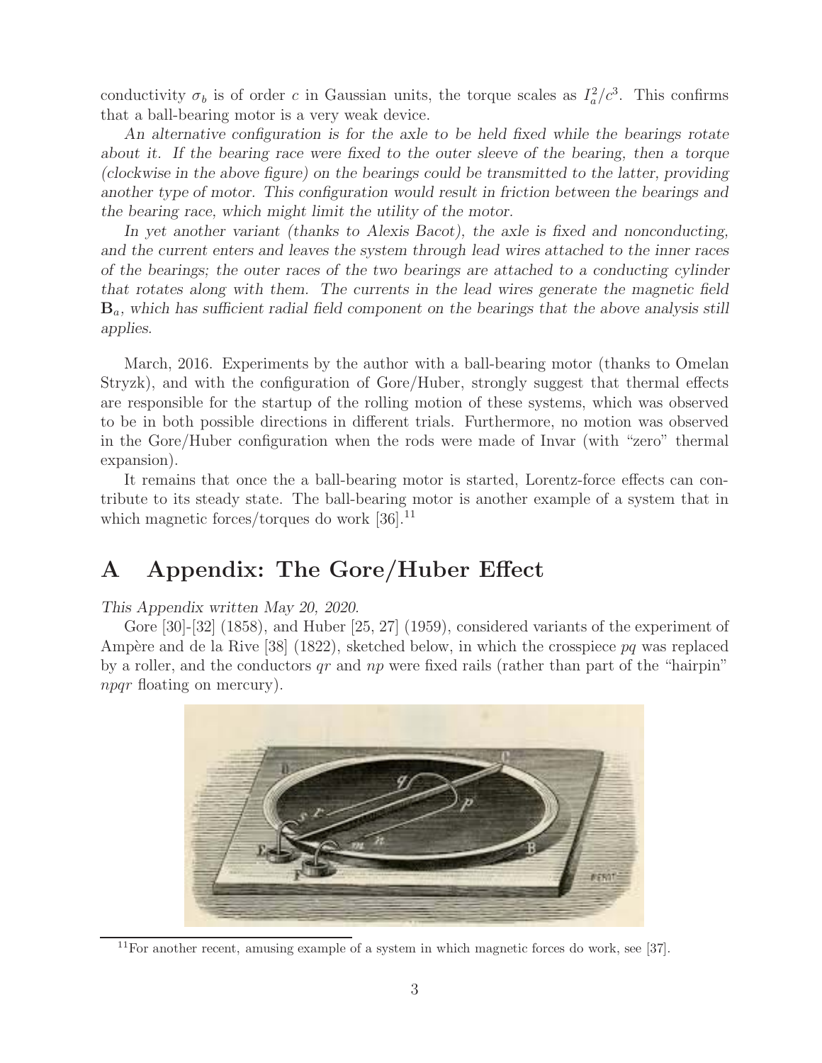conductivity $\sigma_b$ is of order $c$ in Gaussian units, the torque scales as $I_a^2/c^3$. This confirms that a ball-bearing motor is a very weak device.

*An alternative configuration is for the axle to be held fixed while the bearings rotate about it. If the bearing race were fixed to the outer sleeve of the bearing, then a torque (clockwise in the above figure) on the bearings could be transmitted to the latter, providing another type of motor. This configuration would result in friction between the bearings and the bearing race, which might limit the utility of the motor.*

*In yet another variant (thanks to Alexis Bacot), the axle is fixed and nonconducting, and the current enters and leaves the system through lead wires attached to the inner races of the bearings; the outer races of the two bearings are attached to a conducting cylinder that rotates along with them. The currents in the lead wires generate the magnetic field* $\mathbf{B}_a$*, which has sufficient radial field component on the bearings that the above analysis still applies.*

March, 2016. Experiments by the author with a ball-bearing motor (thanks to Omelan Stryzk), and with the configuration of Gore/Huber, strongly suggest that thermal effects are responsible for the startup of the rolling motion of these systems, which was observed to be in both possible directions in different trials. Furthermore, no motion was observed in the Gore/Huber configuration when the rods were made of Invar (with "zero" thermal expansion).

It remains that once the a ball-bearing motor is started, Lorentz-force effects can contribute to its steady state. The ball-bearing motor is another example of a system that in which magnetic forces/torques do work [36].[11]

# A Appendix: The Gore/Huber Effect

*This Appendix written May 20, 2020.*

Gore [30]-[32] (1858), and Huber [25, 27] (1959), considered variants of the experiment of Ampère and de la Rive [38] (1822), sketched below, in which the crosspiece *pq* was replaced by a roller, and the conductors *qr* and *np* were fixed rails (rather than part of the "hairpin" *npqr* floating on mercury).

[11] For another recent, amusing example of a system in which magnetic forces do work, see [37].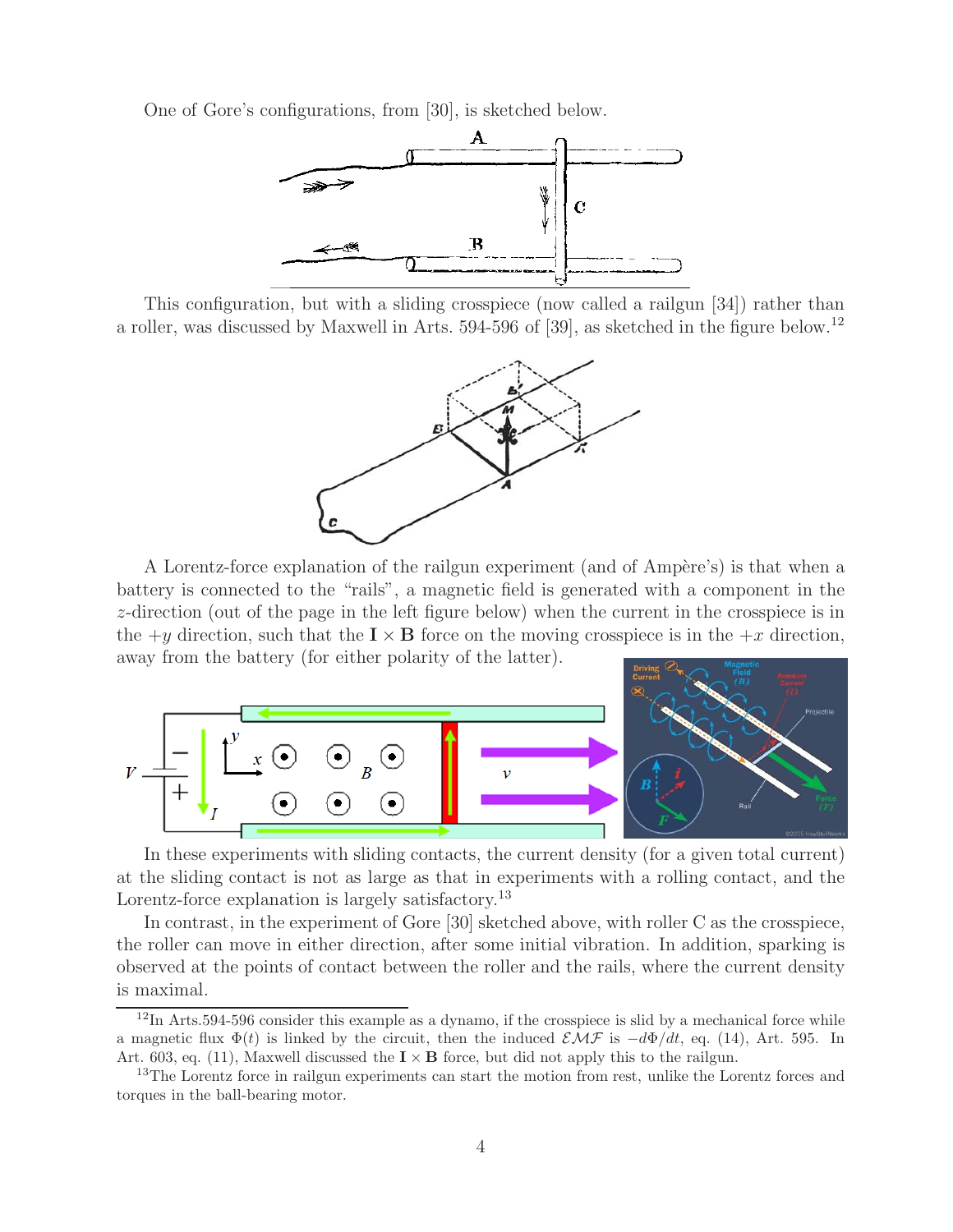One of Gore's configurations, from [30], is sketched below.

This configuration, but with a sliding crosspiece (now called a railgun [34]) rather than a roller, was discussed by Maxwell in Arts. 594-596 of [39], as sketched in the figure below.[12]

A Lorentz-force explanation of the railgun experiment (and of Ampère's) is that when a battery is connected to the "rails", a magnetic field is generated with a component in the $z$-direction (out of the page in the left figure below) when the current in the crosspiece is in the $+y$ direction, such that the $\mathbf{I} \times \mathbf{B}$ force on the moving crosspiece is in the $+x$ direction, away from the battery (for either polarity of the latter).

In these experiments with sliding contacts, the current density (for a given total current) at the sliding contact is not as large as that in experiments with a rolling contact, and the Lorentz-force explanation is largely satisfactory.[13]

In contrast, in the experiment of Gore [30] sketched above, with roller C as the crosspiece, the roller can move in either direction, after some initial vibration. In addition, sparking is observed at the points of contact between the roller and the rails, where the current density is maximal.

---

[12] In Arts.594-596 consider this example as a dynamo, if the crosspiece is slid by a mechanical force while a magnetic flux $\Phi(t)$ is linked by the circuit, then the induced $\mathcal{EMF}$ is $-d\Phi/dt$, eq. (14), Art. 595. In Art. 603, eq. (11), Maxwell discussed the $\mathbf{I} \times \mathbf{B}$ force, but did not apply this to the railgun.

[13] The Lorentz force in railgun experiments can start the motion from rest, unlike the Lorentz forces and torques in the ball-bearing motor.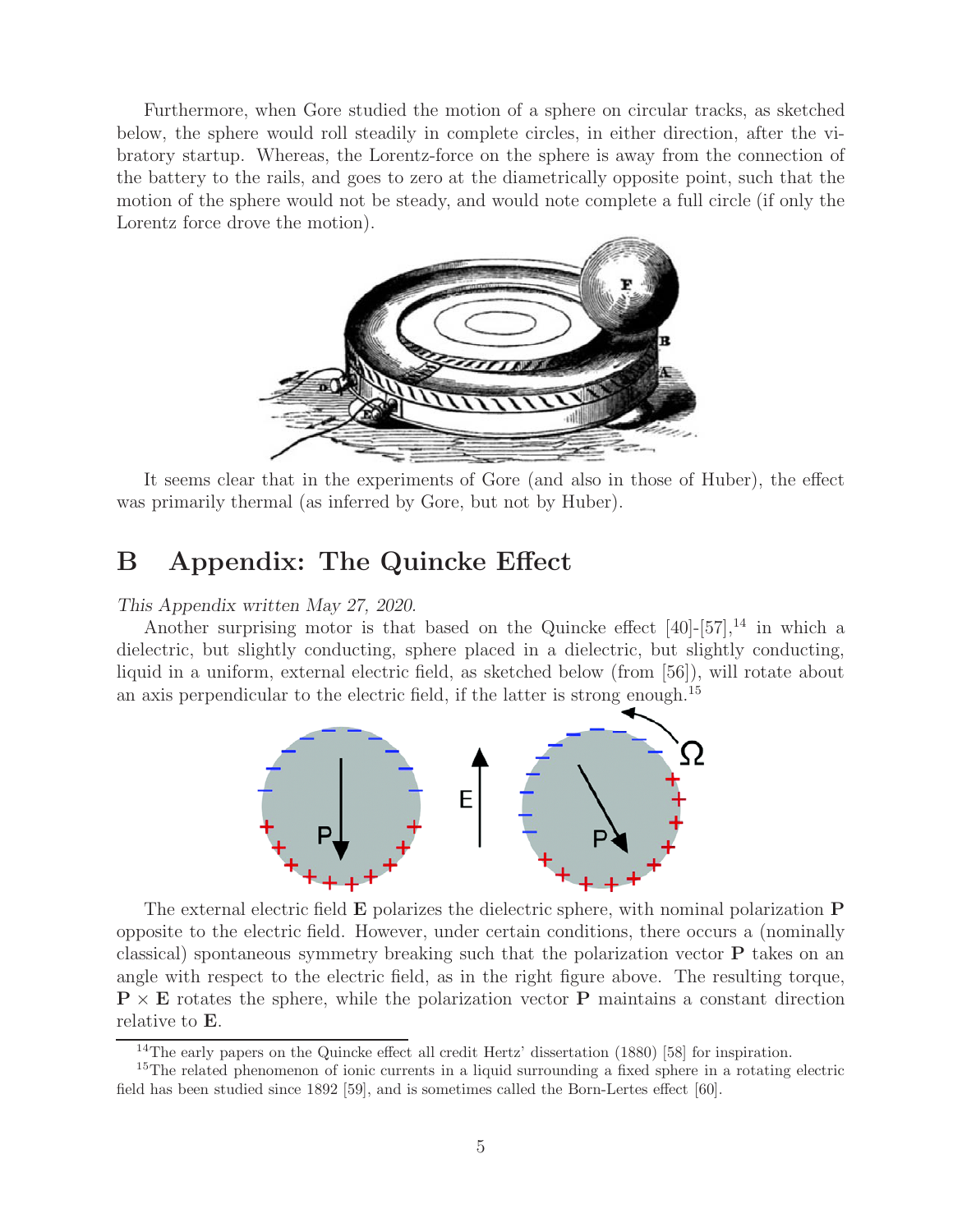Furthermore, when Gore studied the motion of a sphere on circular tracks, as sketched below, the sphere would roll steadily in complete circles, in either direction, after the vibratory startup. Whereas, the Lorentz-force on the sphere is away from the connection of the battery to the rails, and goes to zero at the diametrically opposite point, such that the motion of the sphere would not be steady, and would note complete a full circle (if only the Lorentz force drove the motion).

It seems clear that in the experiments of Gore (and also in those of Huber), the effect was primarily thermal (as inferred by Gore, but not by Huber).

# B Appendix: The Quincke Effect

*This Appendix written May 27, 2020.*

Another surprising motor is that based on the Quincke effect [40]-[57],[14] in which a dielectric, but slightly conducting, sphere placed in a dielectric, but slightly conducting, liquid in a uniform, external electric field, as sketched below (from [56]), will rotate about an axis perpendicular to the electric field, if the latter is strong enough.[15]

The external electric field $\mathbf{E}$ polarizes the dielectric sphere, with nominal polarization $\mathbf{P}$ opposite to the electric field. However, under certain conditions, there occurs a (nominally classical) spontaneous symmetry breaking such that the polarization vector $\mathbf{P}$ takes on an angle with respect to the electric field, as in the right figure above. The resulting torque, $\mathbf{P} \times \mathbf{E}$ rotates the sphere, while the polarization vector $\mathbf{P}$ maintains a constant direction relative to $\mathbf{E}$.

---

[14] The early papers on the Quincke effect all credit Hertz' dissertation (1880) [58] for inspiration.

[15] The related phenomenon of ionic currents in a liquid surrounding a fixed sphere in a rotating electric field has been studied since 1892 [59], and is sometimes called the Born-Lertes effect [60].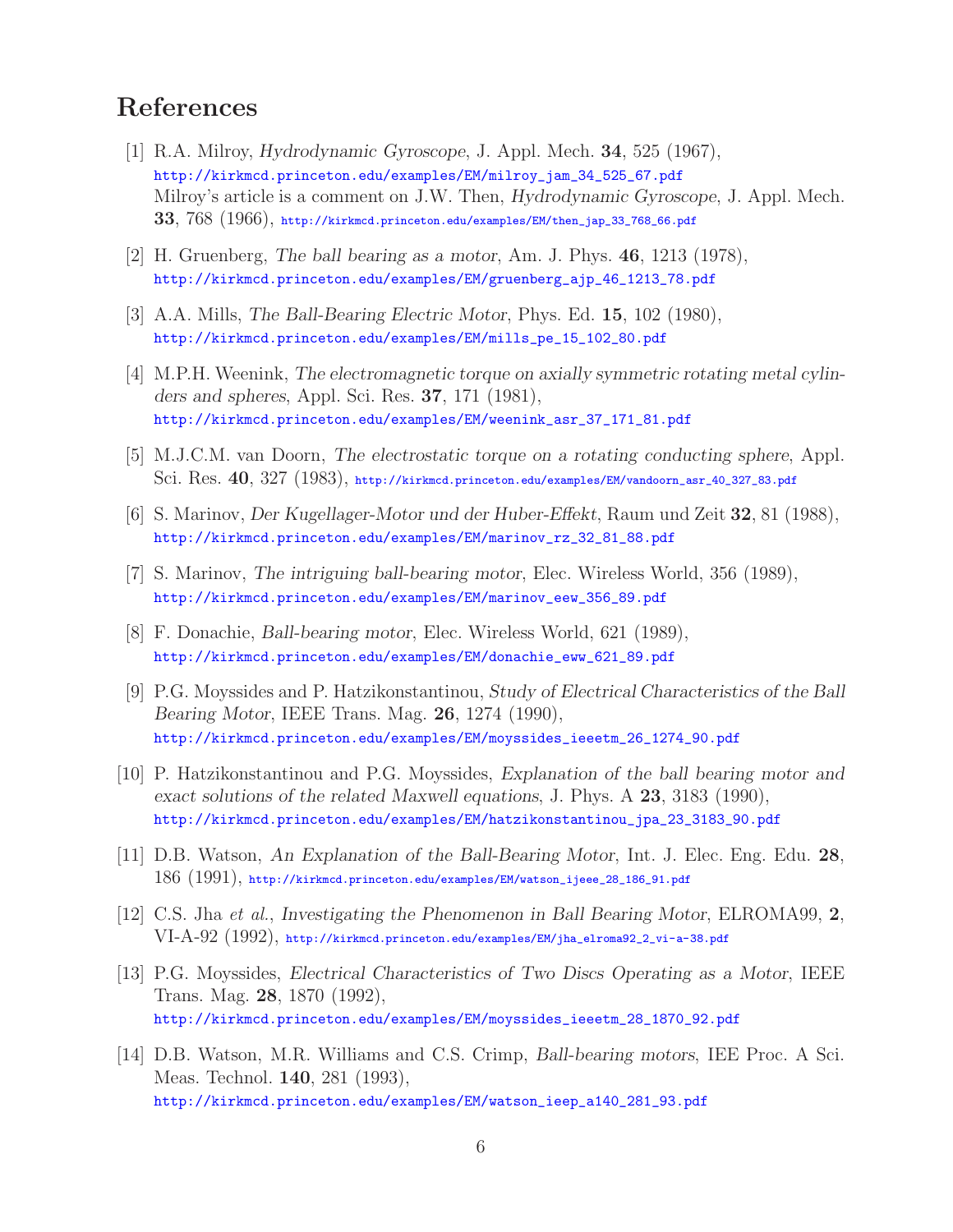# References

[1] R.A. Milroy, *Hydrodynamic Gyroscope*, J. Appl. Mech. **34**, 525 (1967),
http://kirkmcd.princeton.edu/examples/EM/milroy_jam_34_525_67.pdf
Milroy's article is a comment on J.W. Then, *Hydrodynamic Gyroscope*, J. Appl. Mech. **33**, 768 (1966), http://kirkmcd.princeton.edu/examples/EM/then_jap_33_768_66.pdf

[2] H. Gruenberg, *The ball bearing as a motor*, Am. J. Phys. **46**, 1213 (1978),
http://kirkmcd.princeton.edu/examples/EM/gruenberg_ajp_46_1213_78.pdf

[3] A.A. Mills, *The Ball-Bearing Electric Motor*, Phys. Ed. **15**, 102 (1980),
http://kirkmcd.princeton.edu/examples/EM/mills_pe_15_102_80.pdf

[4] M.P.H. Weenink, *The electromagnetic torque on axially symmetric rotating metal cylinders and spheres*, Appl. Sci. Res. **37**, 171 (1981),
http://kirkmcd.princeton.edu/examples/EM/weenink_asr_37_171_81.pdf

[5] M.J.C.M. van Doorn, *The electrostatic torque on a rotating conducting sphere*, Appl. Sci. Res. **40**, 327 (1983), http://kirkmcd.princeton.edu/examples/EM/vandoorn_asr_40_327_83.pdf

[6] S. Marinov, *Der Kugellager-Motor und der Huber-Effekt*, Raum und Zeit **32**, 81 (1988),
http://kirkmcd.princeton.edu/examples/EM/marinov_rz_32_81_88.pdf

[7] S. Marinov, *The intriguing ball-bearing motor*, Elec. Wireless World, 356 (1989),
http://kirkmcd.princeton.edu/examples/EM/marinov_eew_356_89.pdf

[8] F. Donachie, *Ball-bearing motor*, Elec. Wireless World, 621 (1989),
http://kirkmcd.princeton.edu/examples/EM/donachie_eww_621_89.pdf

[9] P.G. Moyssides and P. Hatzikonstantinou, *Study of Electrical Characteristics of the Ball Bearing Motor*, IEEE Trans. Mag. **26**, 1274 (1990),
http://kirkmcd.princeton.edu/examples/EM/moyssides_ieeetm_26_1274_90.pdf

[10] P. Hatzikonstantinou and P.G. Moyssides, *Explanation of the ball bearing motor and exact solutions of the related Maxwell equations*, J. Phys. A **23**, 3183 (1990),
http://kirkmcd.princeton.edu/examples/EM/hatzikonstantinou_jpa_23_3183_90.pdf

[11] D.B. Watson, *An Explanation of the Ball-Bearing Motor*, Int. J. Elec. Eng. Edu. **28**, 186 (1991), http://kirkmcd.princeton.edu/examples/EM/watson_ijeee_28_186_91.pdf

[12] C.S. Jha *et al.*, *Investigating the Phenomenon in Ball Bearing Motor*, ELROMA99, **2**, VI-A-92 (1992), http://kirkmcd.princeton.edu/examples/EM/jha_elroma92_2_vi-a-38.pdf

[13] P.G. Moyssides, *Electrical Characteristics of Two Discs Operating as a Motor*, IEEE Trans. Mag. **28**, 1870 (1992),
http://kirkmcd.princeton.edu/examples/EM/moyssides_ieeetm_28_1870_92.pdf

[14] D.B. Watson, M.R. Williams and C.S. Crimp, *Ball-bearing motors*, IEE Proc. A Sci. Meas. Technol. **140**, 281 (1993),
http://kirkmcd.princeton.edu/examples/EM/watson_ieep_a140_281_93.pdf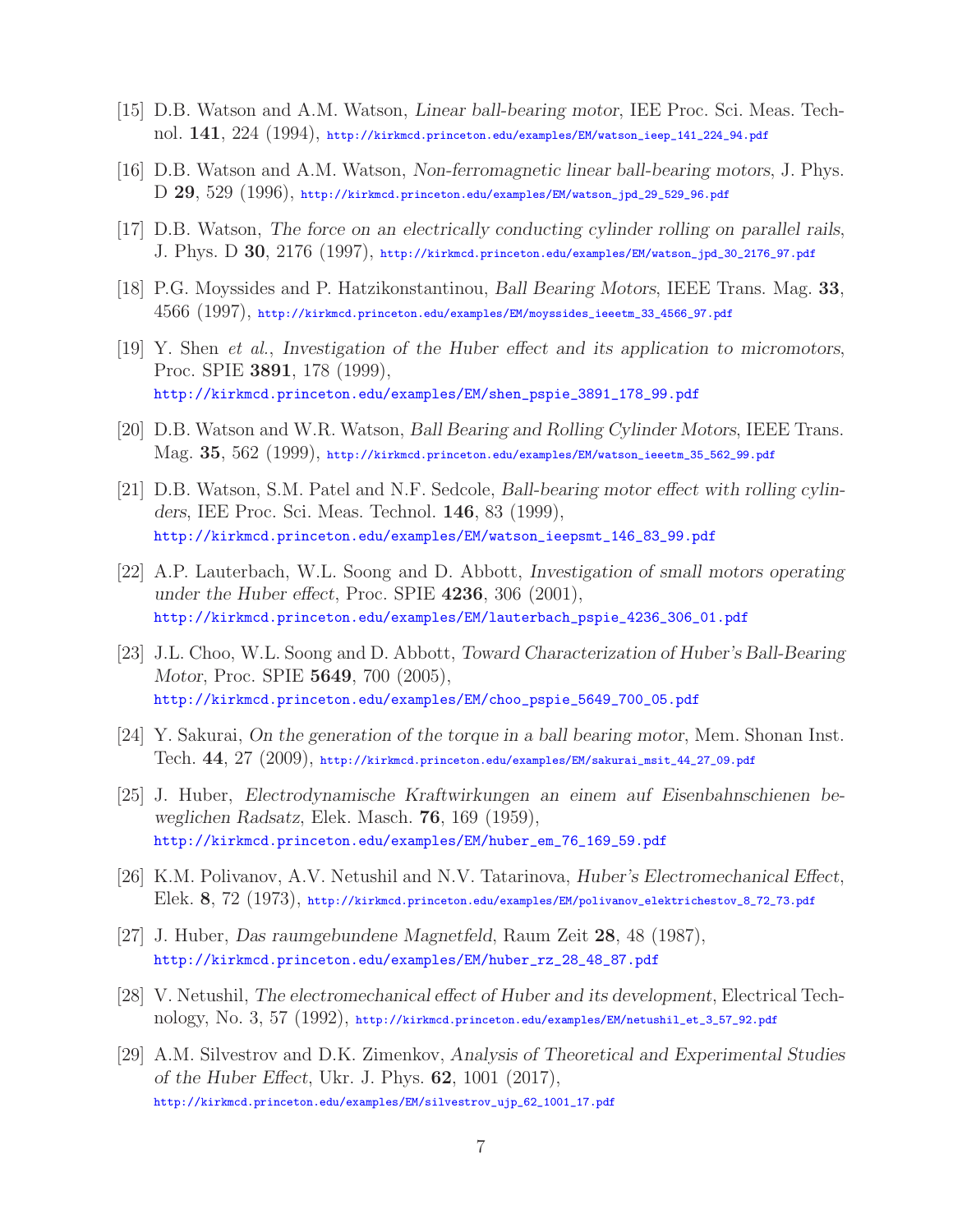[15] D.B. Watson and A.M. Watson, *Linear ball-bearing motor*, IEE Proc. Sci. Meas. Technol. **141**, 224 (1994), http://kirkmcd.princeton.edu/examples/EM/watson_ieep_141_224_94.pdf

[16] D.B. Watson and A.M. Watson, *Non-ferromagnetic linear ball-bearing motors*, J. Phys. D **29**, 529 (1996), http://kirkmcd.princeton.edu/examples/EM/watson_jpd_29_529_96.pdf

[17] D.B. Watson, *The force on an electrically conducting cylinder rolling on parallel rails*, J. Phys. D **30**, 2176 (1997), http://kirkmcd.princeton.edu/examples/EM/watson_jpd_30_2176_97.pdf

[18] P.G. Moyssides and P. Hatzikonstantinou, *Ball Bearing Motors*, IEEE Trans. Mag. **33**, 4566 (1997), http://kirkmcd.princeton.edu/examples/EM/moyssides_ieeetm_33_4566_97.pdf

[19] Y. Shen *et al.*, *Investigation of the Huber effect and its application to micromotors*, Proc. SPIE **3891**, 178 (1999), http://kirkmcd.princeton.edu/examples/EM/shen_pspie_3891_178_99.pdf

[20] D.B. Watson and W.R. Watson, *Ball Bearing and Rolling Cylinder Motors*, IEEE Trans. Mag. **35**, 562 (1999), http://kirkmcd.princeton.edu/examples/EM/watson_ieeetm_35_562_99.pdf

[21] D.B. Watson, S.M. Patel and N.F. Sedcole, *Ball-bearing motor effect with rolling cylinders*, IEE Proc. Sci. Meas. Technol. **146**, 83 (1999), http://kirkmcd.princeton.edu/examples/EM/watson_ieepsmt_146_83_99.pdf

[22] A.P. Lauterbach, W.L. Soong and D. Abbott, *Investigation of small motors operating under the Huber effect*, Proc. SPIE **4236**, 306 (2001), http://kirkmcd.princeton.edu/examples/EM/lauterbach_pspie_4236_306_01.pdf

[23] J.L. Choo, W.L. Soong and D. Abbott, *Toward Characterization of Huber's Ball-Bearing Motor*, Proc. SPIE **5649**, 700 (2005), http://kirkmcd.princeton.edu/examples/EM/choo_pspie_5649_700_05.pdf

[24] Y. Sakurai, *On the generation of the torque in a ball bearing motor*, Mem. Shonan Inst. Tech. **44**, 27 (2009), http://kirkmcd.princeton.edu/examples/EM/sakurai_msit_44_27_09.pdf

[25] J. Huber, *Electrodynamische Kraftwirkungen an einem auf Eisenbahnschienen beweglichen Radsatz*, Elek. Masch. **76**, 169 (1959), http://kirkmcd.princeton.edu/examples/EM/huber_em_76_169_59.pdf

[26] K.M. Polivanov, A.V. Netushil and N.V. Tatarinova, *Huber's Electromechanical Effect*, Elek. **8**, 72 (1973), http://kirkmcd.princeton.edu/examples/EM/polivanov_elektrichestov_8_72_73.pdf

[27] J. Huber, *Das raumgebundene Magnetfeld*, Raum Zeit **28**, 48 (1987), http://kirkmcd.princeton.edu/examples/EM/huber_rz_28_48_87.pdf

[28] V. Netushil, *The electromechanical effect of Huber and its development*, Electrical Technology, No. 3, 57 (1992), http://kirkmcd.princeton.edu/examples/EM/netushil_et_3_57_92.pdf

[29] A.M. Silvestrov and D.K. Zimenkov, *Analysis of Theoretical and Experimental Studies of the Huber Effect*, Ukr. J. Phys. **62**, 1001 (2017), http://kirkmcd.princeton.edu/examples/EM/silvestrov_ujp_62_1001_17.pdf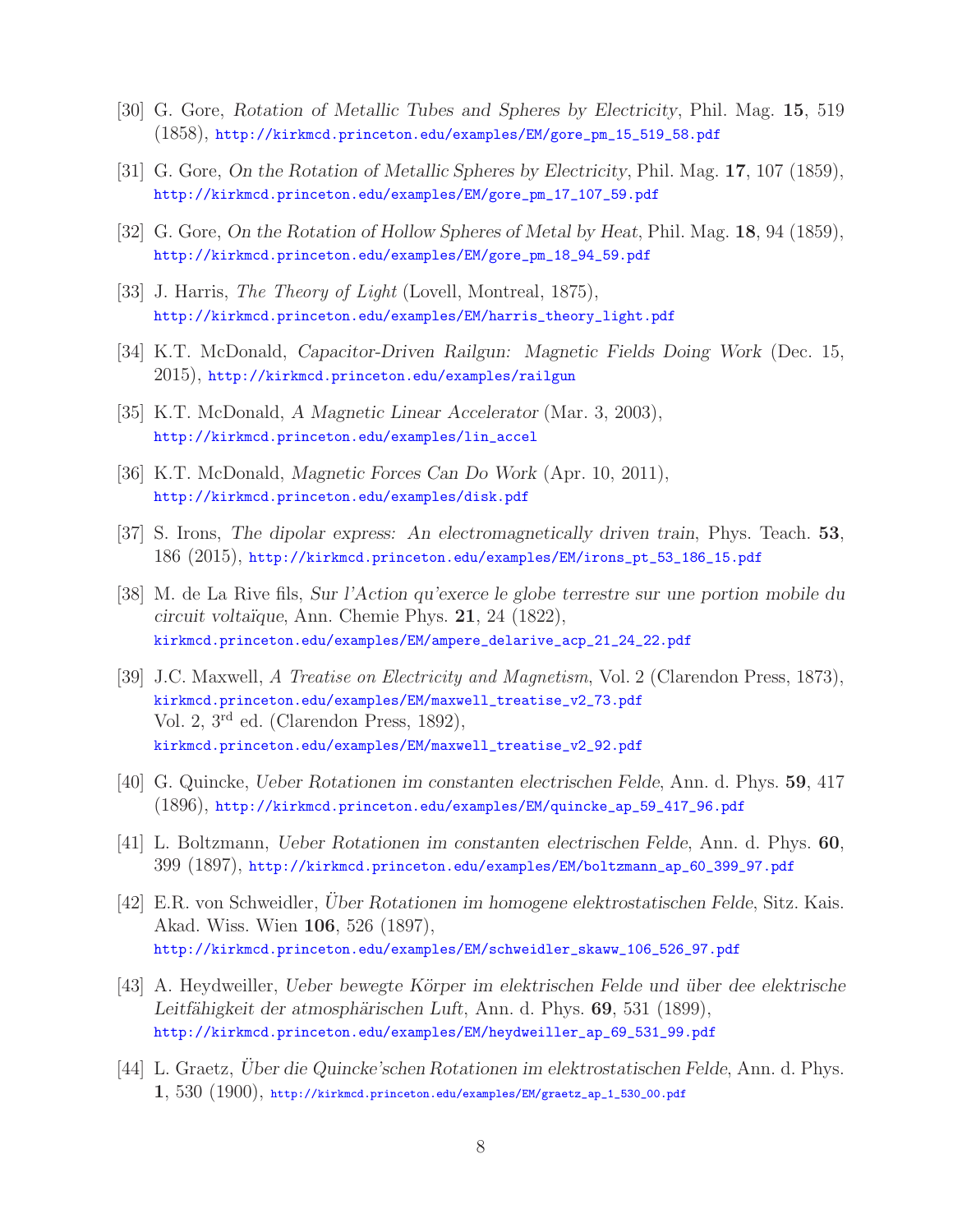[30] G. Gore, *Rotation of Metallic Tubes and Spheres by Electricity*, Phil. Mag. **15**, 519 (1858), http://kirkmcd.princeton.edu/examples/EM/gore_pm_15_519_58.pdf

[31] G. Gore, *On the Rotation of Metallic Spheres by Electricity*, Phil. Mag. **17**, 107 (1859), http://kirkmcd.princeton.edu/examples/EM/gore_pm_17_107_59.pdf

[32] G. Gore, *On the Rotation of Hollow Spheres of Metal by Heat*, Phil. Mag. **18**, 94 (1859), http://kirkmcd.princeton.edu/examples/EM/gore_pm_18_94_59.pdf

[33] J. Harris, *The Theory of Light* (Lovell, Montreal, 1875), http://kirkmcd.princeton.edu/examples/EM/harris_theory_light.pdf

[34] K.T. McDonald, *Capacitor-Driven Railgun: Magnetic Fields Doing Work* (Dec. 15, 2015), http://kirkmcd.princeton.edu/examples/railgun

[35] K.T. McDonald, *A Magnetic Linear Accelerator* (Mar. 3, 2003), http://kirkmcd.princeton.edu/examples/lin_accel

[36] K.T. McDonald, *Magnetic Forces Can Do Work* (Apr. 10, 2011), http://kirkmcd.princeton.edu/examples/disk.pdf

[37] S. Irons, *The dipolar express: An electromagnetically driven train*, Phys. Teach. **53**, 186 (2015), http://kirkmcd.princeton.edu/examples/EM/irons_pt_53_186_15.pdf

[38] M. de La Rive fils, *Sur l'Action qu'exerce le globe terrestre sur une portion mobile du circuit voltaïque*, Ann. Chemie Phys. **21**, 24 (1822), kirkmcd.princeton.edu/examples/EM/ampere_delarive_acp_21_24_22.pdf

[39] J.C. Maxwell, *A Treatise on Electricity and Magnetism*, Vol. 2 (Clarendon Press, 1873), kirkmcd.princeton.edu/examples/EM/maxwell_treatise_v2_73.pdf
Vol. 2, 3rd ed. (Clarendon Press, 1892), kirkmcd.princeton.edu/examples/EM/maxwell_treatise_v2_92.pdf

[40] G. Quincke, *Ueber Rotationen im constanten electrischen Felde*, Ann. d. Phys. **59**, 417 (1896), http://kirkmcd.princeton.edu/examples/EM/quincke_ap_59_417_96.pdf

[41] L. Boltzmann, *Ueber Rotationen im constanten electrischen Felde*, Ann. d. Phys. **60**, 399 (1897), http://kirkmcd.princeton.edu/examples/EM/boltzmann_ap_60_399_97.pdf

[42] E.R. von Schweidler, *Über Rotationen im homogene elektrostatischen Felde*, Sitz. Kais. Akad. Wiss. Wien **106**, 526 (1897), http://kirkmcd.princeton.edu/examples/EM/schweidler_skaww_106_526_97.pdf

[43] A. Heydweiller, *Ueber bewegte Körper im elektrischen Felde und über dee elektrische Leitfähigkeit der atmosphärischen Luft*, Ann. d. Phys. **69**, 531 (1899), http://kirkmcd.princeton.edu/examples/EM/heydweiller_ap_69_531_99.pdf

[44] L. Graetz, *Über die Quincke'schen Rotationen im elektrostatischen Felde*, Ann. d. Phys. **1**, 530 (1900), http://kirkmcd.princeton.edu/examples/EM/graetz_ap_1_530_00.pdf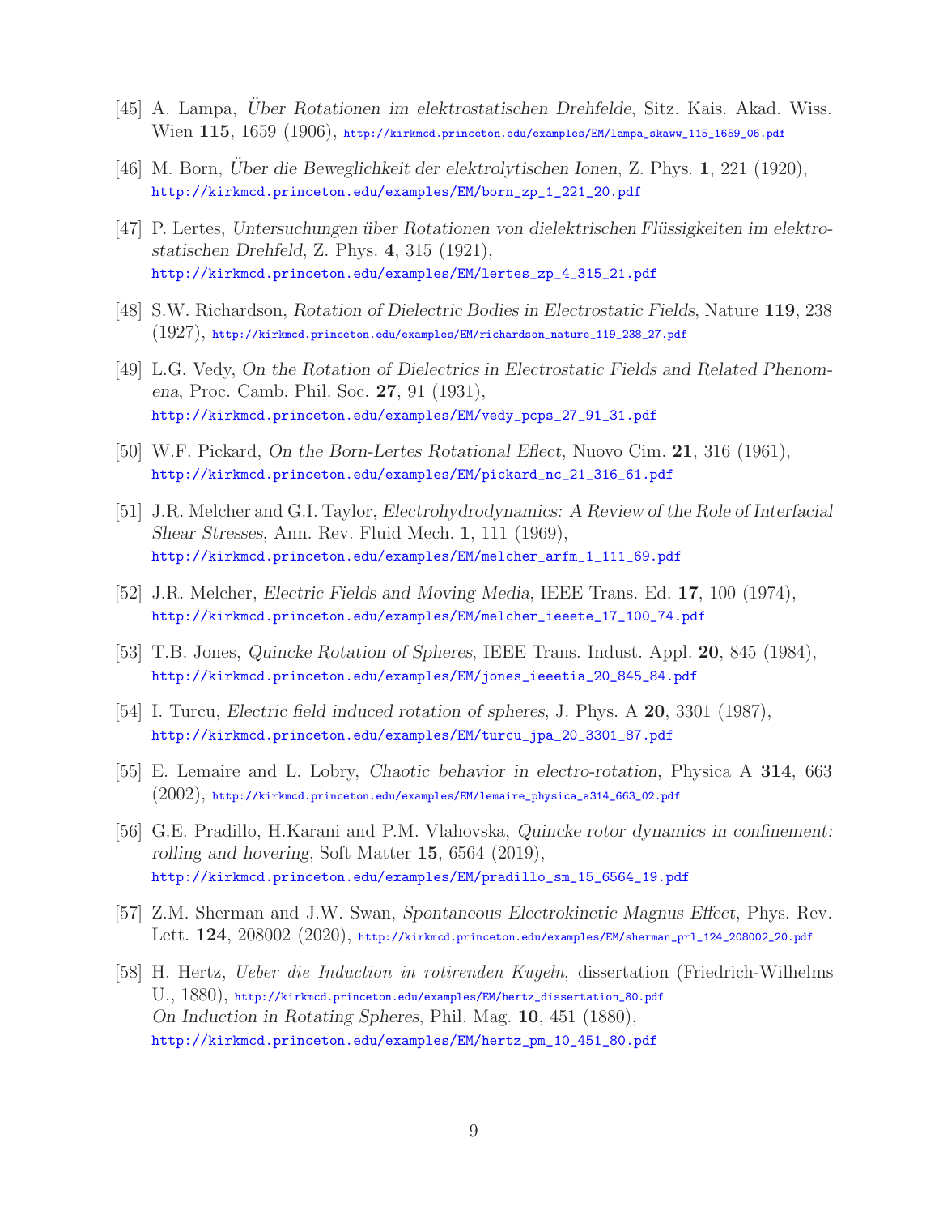[45] A. Lampa, *Über Rotationen im elektrostatischen Drehfelde*, Sitz. Kais. Akad. Wiss. Wien **115**, 1659 (1906), http://kirkmcd.princeton.edu/examples/EM/lampa_skaww_115_1659_06.pdf

[46] M. Born, *Über die Beweglichkeit der elektrolytischen Ionen*, Z. Phys. **1**, 221 (1920), http://kirkmcd.princeton.edu/examples/EM/born_zp_1_221_20.pdf

[47] P. Lertes, *Untersuchungen über Rotationen von dielektrischen Flüssigkeiten im elektrostatischen Drehfeld*, Z. Phys. **4**, 315 (1921), http://kirkmcd.princeton.edu/examples/EM/lertes_zp_4_315_21.pdf

[48] S.W. Richardson, *Rotation of Dielectric Bodies in Electrostatic Fields*, Nature **119**, 238 (1927), http://kirkmcd.princeton.edu/examples/EM/richardson_nature_119_238_27.pdf

[49] L.G. Vedy, *On the Rotation of Dielectrics in Electrostatic Fields and Related Phenomena*, Proc. Camb. Phil. Soc. **27**, 91 (1931), http://kirkmcd.princeton.edu/examples/EM/vedy_pcps_27_91_31.pdf

[50] W.F. Pickard, *On the Born-Lertes Rotational Effect*, Nuovo Cim. **21**, 316 (1961), http://kirkmcd.princeton.edu/examples/EM/pickard_nc_21_316_61.pdf

[51] J.R. Melcher and G.I. Taylor, *Electrohydrodynamics: A Review of the Role of Interfacial Shear Stresses*, Ann. Rev. Fluid Mech. **1**, 111 (1969), http://kirkmcd.princeton.edu/examples/EM/melcher_arfm_1_111_69.pdf

[52] J.R. Melcher, *Electric Fields and Moving Media*, IEEE Trans. Ed. **17**, 100 (1974), http://kirkmcd.princeton.edu/examples/EM/melcher_ieeete_17_100_74.pdf

[53] T.B. Jones, *Quincke Rotation of Spheres*, IEEE Trans. Indust. Appl. **20**, 845 (1984), http://kirkmcd.princeton.edu/examples/EM/jones_ieeetia_20_845_84.pdf

[54] I. Turcu, *Electric field induced rotation of spheres*, J. Phys. A **20**, 3301 (1987), http://kirkmcd.princeton.edu/examples/EM/turcu_jpa_20_3301_87.pdf

[55] E. Lemaire and L. Lobry, *Chaotic behavior in electro-rotation*, Physica A **314**, 663 (2002), http://kirkmcd.princeton.edu/examples/EM/lemaire_physica_a314_663_02.pdf

[56] G.E. Pradillo, H.Karani and P.M. Vlahovska, *Quincke rotor dynamics in confinement: rolling and hovering*, Soft Matter **15**, 6564 (2019), http://kirkmcd.princeton.edu/examples/EM/pradillo_sm_15_6564_19.pdf

[57] Z.M. Sherman and J.W. Swan, *Spontaneous Electrokinetic Magnus Effect*, Phys. Rev. Lett. **124**, 208002 (2020), http://kirkmcd.princeton.edu/examples/EM/sherman_prl_124_208002_20.pdf

[58] H. Hertz, *Ueber die Induction in rotirenden Kugeln*, dissertation (Friedrich-Wilhelms U., 1880), http://kirkmcd.princeton.edu/examples/EM/hertz_dissertation_80.pdf
*On Induction in Rotating Spheres*, Phil. Mag. **10**, 451 (1880), http://kirkmcd.princeton.edu/examples/EM/hertz_pm_10_451_80.pdf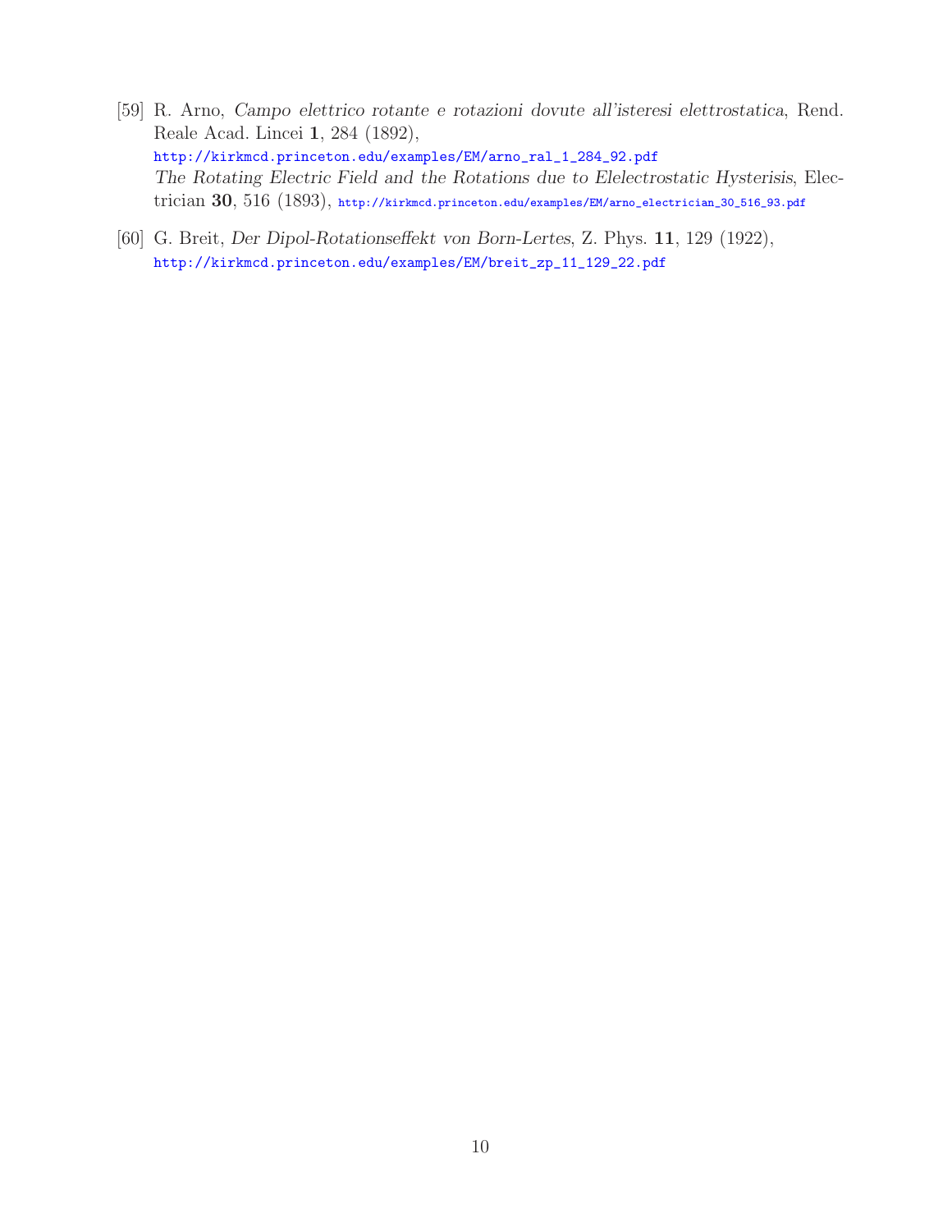[59] R. Arno, *Campo elettrico rotante e rotazioni dovute all'isteresi elettrostatica*, Rend. Reale Acad. Lincei **1**, 284 (1892),
http://kirkmcd.princeton.edu/examples/EM/arno_ral_1_284_92.pdf
*The Rotating Electric Field and the Rotations due to Elelectrostatic Hysterisis*, Electrician **30**, 516 (1893), http://kirkmcd.princeton.edu/examples/EM/arno_electrician_30_516_93.pdf

[60] G. Breit, *Der Dipol-Rotationseffekt von Born-Lertes*, Z. Phys. **11**, 129 (1922),
http://kirkmcd.princeton.edu/examples/EM/breit_zp_11_129_22.pdf